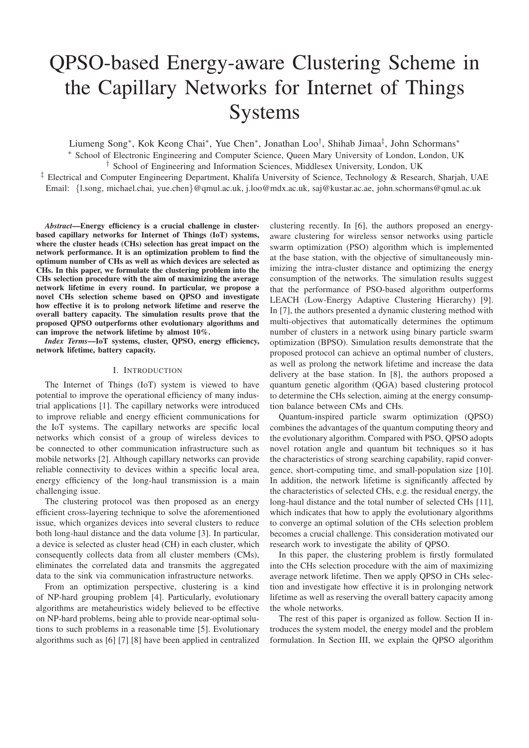# QPSO-based Energy-aware Clustering Scheme in the Capillary Networks for Internet of Things Systems

Liumeng Song*, Kok Keong Chai*, Yue Chen*, Jonathan Loo†, Shihab Jimaa‡, John Schormans*

* School of Electronic Engineering and Computer Science, Queen Mary University of London, London, UK

† School of Engineering and Information Sciences, Middlesex University, London, UK

‡ Electrical and Computer Engineering Department, Khalifa University of Science, Technology & Research, Sharjah, UAE

Email: {l.song, michael.chai, yue.chen}@qmul.ac.uk, j.loo@mdx.ac.uk, saj@kustar.ac.ae, john.schormans@qmul.ac.uk

***Abstract*—Energy efficiency is a crucial challenge in cluster-based capillary networks for Internet of Things (IoT) systems, where the cluster heads (CHs) selection has great impact on the network performance. It is an optimization problem to find the optimum number of CHs as well as which devices are selected as CHs. In this paper, we formulate the clustering problem into the CHs selection procedure with the aim of maximizing the average network lifetime in every round. In particular, we propose a novel CHs selection scheme based on QPSO and investigate how effective it is to prolong network lifetime and reserve the overall battery capacity. The simulation results prove that the proposed QPSO outperforms other evolutionary algorithms and can improve the network lifetime by almost 10%.**

***Index Terms*—IoT systems, cluster, QPSO, energy efficiency, network lifetime, battery capacity.**

## I. Introduction

The Internet of Things (IoT) system is viewed to have potential to improve the operational efficiency of many industrial applications [1]. The capillary networks were introduced to improve reliable and energy efficient communications for the IoT systems. The capillary networks are specific local networks which consist of a group of wireless devices to be connected to other communication infrastructure such as mobile networks [2]. Although capillary networks can provide reliable connectivity to devices within a specific local area, energy efficiency of the long-haul transmission is a main challenging issue.

The clustering protocol was then proposed as an energy efficient cross-layering technique to solve the aforementioned issue, which organizes devices into several clusters to reduce both long-haul distance and the data volume [3]. In particular, a device is selected as cluster head (CH) in each cluster, which consequently collects data from all cluster members (CMs), eliminates the correlated data and transmits the aggregated data to the sink via communication infrastructure networks.

From an optimization perspective, clustering is a kind of NP-hard grouping problem [4]. Particularly, evolutionary algorithms are metaheuristics widely believed to be effective on NP-hard problems, being able to provide near-optimal solutions to such problems in a reasonable time [5]. Evolutionary algorithms such as [6] [7] [8] have been applied in centralized clustering recently. In [6], the authors proposed an energy-aware clustering for wireless sensor networks using particle swarm optimization (PSO) algorithm which is implemented at the base station, with the objective of simultaneously minimizing the intra-cluster distance and optimizing the energy consumption of the networks. The simulation results suggest that the performance of PSO-based algorithm outperforms LEACH (Low-Energy Adaptive Clustering Hierarchy) [9]. In [7], the authors presented a dynamic clustering method with multi-objectives that automatically determines the optimum number of clusters in a network using binary particle swarm optimization (BPSO). Simulation results demonstrate that the proposed protocol can achieve an optimal number of clusters, as well as prolong the network lifetime and increase the data delivery at the base station. In [8], the authors proposed a quantum genetic algorithm (QGA) based clustering protocol to determine the CHs selection, aiming at the energy consumption balance between CMs and CHs.

Quantum-inspired particle swarm optimization (QPSO) combines the advantages of the quantum computing theory and the evolutionary algorithm. Compared with PSO, QPSO adopts novel rotation angle and quantum bit techniques so it has the characteristics of strong searching capability, rapid convergence, short-computing time, and small-population size [10]. In addition, the network lifetime is significantly affected by the characteristics of selected CHs, e.g. the residual energy, the long-haul distance and the total number of selected CHs [11], which indicates that how to apply the evolutionary algorithms to converge an optimal solution of the CHs selection problem becomes a crucial challenge. This consideration motivated our research work to investigate the ability of QPSO.

In this paper, the clustering problem is firstly formulated into the CHs selection procedure with the aim of maximizing average network lifetime. Then we apply QPSO in CHs selection and investigate how effective it is in prolonging network lifetime as well as reserving the overall battery capacity among the whole networks.

The rest of this paper is organized as follow. Section II introduces the system model, the energy model and the problem formulation. In Section III, we explain the QPSO algorithm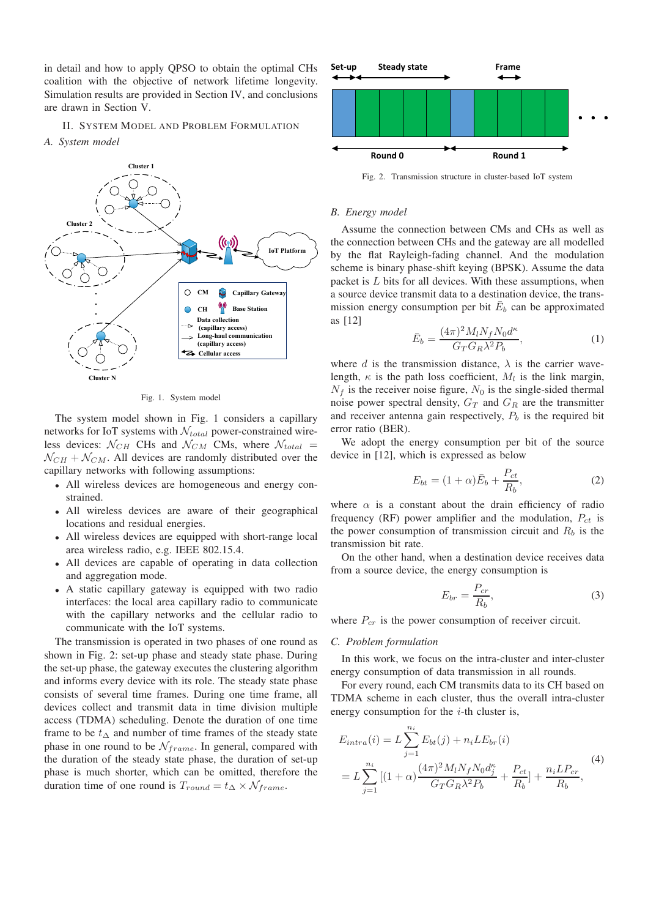in detail and how to apply QPSO to obtain the optimal CHs coalition with the objective of network lifetime longevity. Simulation results are provided in Section IV, and conclusions are drawn in Section V.

## II. System Model and Problem Formulation

### A. System model

Fig. 1. System model

The system model shown in Fig. 1 considers a capillary networks for IoT systems with $\mathcal{N}_{total}$ power-constrained wireless devices: $\mathcal{N}_{CH}$ CHs and $\mathcal{N}_{CM}$ CMs, where $\mathcal{N}_{total} = \mathcal{N}_{CH} + \mathcal{N}_{CM}$. All devices are randomly distributed over the capillary networks with following assumptions:

- All wireless devices are homogeneous and energy constrained.
- All wireless devices are aware of their geographical locations and residual energies.
- All wireless devices are equipped with short-range local area wireless radio, e.g. IEEE 802.15.4.
- All devices are capable of operating in data collection and aggregation mode.
- A static capillary gateway is equipped with two radio interfaces: the local area capillary radio to communicate with the capillary networks and the cellular radio to communicate with the IoT systems.

The transmission is operated in two phases of one round as shown in Fig. 2: set-up phase and steady state phase. During the set-up phase, the gateway executes the clustering algorithm and informs every device with its role. The steady state phase consists of several time frames. During one time frame, all devices collect and transmit data in time division multiple access (TDMA) scheduling. Denote the duration of one time frame to be $t_\triangle$ and number of time frames of the steady state phase in one round to be $\mathcal{N}_{frame}$. In general, compared with the duration of the steady state phase, the duration of set-up phase is much shorter, which can be omitted, therefore the duration time of one round is $T_{round} = t_\triangle \times \mathcal{N}_{frame}$.

Fig. 2. Transmission structure in cluster-based IoT system

### B. Energy model

Assume the connection between CMs and CHs as well as the connection between CHs and the gateway are all modelled by the flat Rayleigh-fading channel. And the modulation scheme is binary phase-shift keying (BPSK). Assume the data packet is $L$ bits for all devices. With these assumptions, when a source device transmit data to a destination device, the transmission energy consumption per bit $\bar{E}_b$ can be approximated as [12]

$$\bar{E}_b = \frac{(4\pi)^2 M_l N_f N_0 d^\kappa}{G_T G_R \lambda^2 P_b}, \tag{1}$$

where $d$ is the transmission distance, $\lambda$ is the carrier wavelength, $\kappa$ is the path loss coefficient, $M_l$ is the link margin, $N_f$ is the receiver noise figure, $N_0$ is the single-sided thermal noise power spectral density, $G_T$ and $G_R$ are the transmitter and receiver antenna gain respectively, $P_b$ is the required bit error ratio (BER).

We adopt the energy consumption per bit of the source device in [12], which is expressed as below

$$E_{bt} = (1+\alpha)\bar{E}_b + \frac{P_{ct}}{R_b}, \tag{2}$$

where $\alpha$ is a constant about the drain efficiency of radio frequency (RF) power amplifier and the modulation, $P_{ct}$ is the power consumption of transmission circuit and $R_b$ is the transmission bit rate.

On the other hand, when a destination device receives data from a source device, the energy consumption is

$$E_{br} = \frac{P_{cr}}{R_b}, \tag{3}$$

where $P_{cr}$ is the power consumption of receiver circuit.

### C. Problem formulation

In this work, we focus on the intra-cluster and inter-cluster energy consumption of data transmission in all rounds.

For every round, each CM transmits data to its CH based on TDMA scheme in each cluster, thus the overall intra-cluster energy consumption for the $i$-th cluster is,

$$\begin{aligned} E_{intra}(i) &= L\sum_{j=1}^{n_i} E_{bt}(j) + n_i L E_{br}(i) \\ &= L\sum_{j=1}^{n_i}\left[(1+\alpha)\frac{(4\pi)^2 M_l N_f N_0 d_j^\kappa}{G_T G_R \lambda^2 P_b} + \frac{P_{ct}}{R_b}\right] + \frac{n_i L P_{cr}}{R_b}, \end{aligned} \tag{4}$$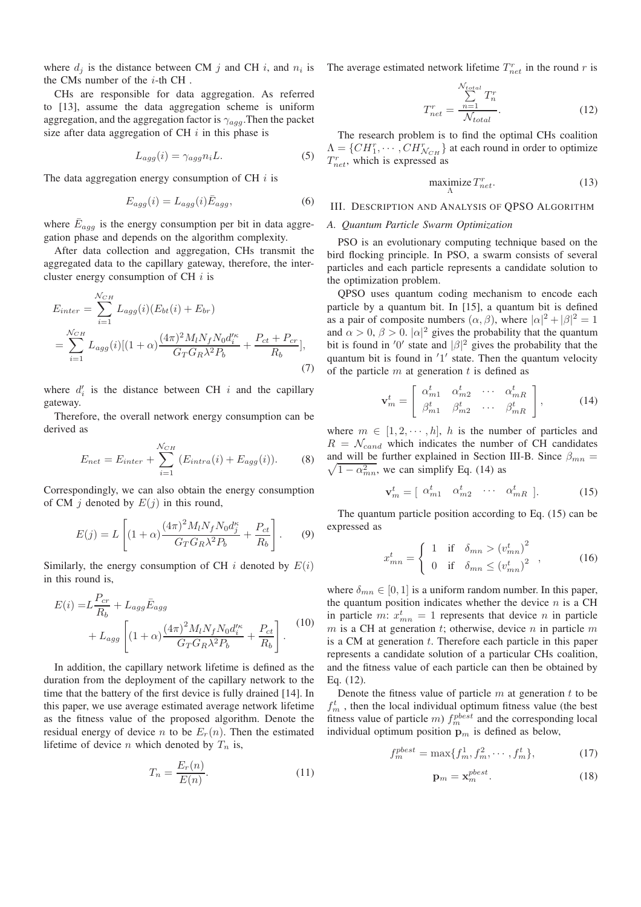where $d_j$ is the distance between CM $j$ and CH $i$, and $n_i$ is the CMs number of the $i$-th CH .

CHs are responsible for data aggregation. As referred to [13], assume the data aggregation scheme is uniform aggregation, and the aggregation factor is $\gamma_{agg}$.Then the packet size after data aggregation of CH $i$ in this phase is

$$L_{agg}(i) = \gamma_{agg} n_i L. \tag{5}$$

The data aggregation energy consumption of CH $i$ is

$$E_{agg}(i) = L_{agg}(i)\bar{E}_{agg}, \tag{6}$$

where $\bar{E}_{agg}$ is the energy consumption per bit in data aggregation phase and depends on the algorithm complexity.

After data collection and aggregation, CHs transmit the aggregated data to the capillary gateway, therefore, the inter-cluster energy consumption of CH $i$ is

$$\begin{aligned} E_{inter} &= \sum_{i=1}^{\mathcal{N}_{CH}} L_{agg}(i)(E_{bt}(i) + E_{br}) \\ &= \sum_{i=1}^{\mathcal{N}_{CH}} L_{agg}(i)[(1+\alpha)\frac{(4\pi)^2 M_l N_f N_0 d_i'^{\kappa}}{G_T G_R \lambda^2 P_b} + \frac{P_{ct}+P_{cr}}{R_b}], \end{aligned} \tag{7}$$

where $d_i'$ is the distance between CH $i$ and the capillary gateway.

Therefore, the overall network energy consumption can be derived as

$$E_{net} = E_{inter} + \sum_{i=1}^{\mathcal{N}_{CH}} (E_{intra}(i) + E_{agg}(i)). \tag{8}$$

Correspondingly, we can also obtain the energy consumption of CM $j$ denoted by $E(j)$ in this round,

$$E(j) = L\left[(1+\alpha)\frac{(4\pi)^2 M_l N_f N_0 d_j^{\kappa}}{G_T G_R \lambda^2 P_b} + \frac{P_{ct}}{R_b}\right]. \tag{9}$$

Similarly, the energy consumption of CH $i$ denoted by $E(i)$ in this round is,

$$\begin{aligned} E(i) =& L\frac{P_{cr}}{R_b} + L_{agg}\bar{E}_{agg} \\ &+ L_{agg}\left[(1+\alpha)\frac{(4\pi)^2 M_l N_f N_0 d_i'^{\kappa}}{G_T G_R \lambda^2 P_b} + \frac{P_{ct}}{R_b}\right]. \end{aligned} \tag{10}$$

In addition, the capillary network lifetime is defined as the duration from the deployment of the capillary network to the time that the battery of the first device is fully drained [14]. In this paper, we use average estimated average network lifetime as the fitness value of the proposed algorithm. Denote the residual energy of device $n$ to be $E_r(n)$. Then the estimated lifetime of device $n$ which denoted by $T_n$ is,

$$T_n = \frac{E_r(n)}{E(n)}. \tag{11}$$

The average estimated network lifetime $T_{net}^r$ in the round $r$ is

$$T_{net}^r = \frac{\sum_{n=1}^{\mathcal{N}_{total}} T_n^r}{\mathcal{N}_{total}}. \tag{12}$$

The research problem is to find the optimal CHs coalition $\Lambda = \{CH_1^r, \cdots, CH_{\mathcal{N}_{CH}}^r\}$ at each round in order to optimize $T_{net}^r$, which is expressed as

$$\underset{\Lambda}{\text{maximize}}\, T_{net}^r. \tag{13}$$

## III. Description and Analysis of QPSO Algorithm

### A. Quantum Particle Swarm Optimization

PSO is an evolutionary computing technique based on the bird flocking principle. In PSO, a swarm consists of several particles and each particle represents a candidate solution to the optimization problem.

QPSO uses quantum coding mechanism to encode each particle by a quantum bit. In [15], a quantum bit is defined as a pair of composite numbers $(\alpha, \beta)$, where $|\alpha|^2 + |\beta|^2 = 1$ and $\alpha > 0$, $\beta > 0$. $|\alpha|^2$ gives the probability that the quantum bit is found in $'0'$ state and $|\beta|^2$ gives the probability that the quantum bit is found in $'1'$ state. Then the quantum velocity of the particle $m$ at generation $t$ is defined as

$$\mathbf{v}_m^t = \left[ \begin{array}{cccc} \alpha_{m1}^t & \alpha_{m2}^t & \cdots & \alpha_{mR}^t \\ \beta_{m1}^t & \beta_{m2}^t & \cdots & \beta_{mR}^t \end{array} \right], \tag{14}$$

where $m \in [1, 2, \cdots, h]$, $h$ is the number of particles and $R = \mathcal{N}_{cand}$ which indicates the number of CH candidates and will be further explained in Section III-B. Since $\beta_{mn} = \sqrt{1-\alpha_{mn}^2}$, we can simplify Eq. (14) as

$$\mathbf{v}_m^t = [\begin{array}{cccc} \alpha_{m1}^t & \alpha_{m2}^t & \cdots & \alpha_{mR}^t \end{array}]. \tag{15}$$

The quantum particle position according to Eq. (15) can be expressed as

$$x_{mn}^t = \begin{cases} 1 & \text{if} \quad \delta_{mn} > (v_{mn}^t)^2 \\ 0 & \text{if} \quad \delta_{mn} \leq (v_{mn}^t)^2 \end{cases}, \tag{16}$$

where $\delta_{mn} \in [0, 1]$ is a uniform random number. In this paper, the quantum position indicates whether the device $n$ is a CH in particle $m$: $x_{mn}^t = 1$ represents that device $n$ in particle $m$ is a CH at generation $t$; otherwise, device $n$ in particle $m$ is a CM at generation $t$. Therefore each particle in this paper represents a candidate solution of a particular CHs coalition, and the fitness value of each particle can then be obtained by Eq. (12).

Denote the fitness value of particle $m$ at generation $t$ to be $f_m^t$ , then the local individual optimum fitness value (the best fitness value of particle $m$) $f_m^{pbest}$ and the corresponding local individual optimum position $\mathbf{p}_m$ is defined as below,

$$f_m^{pbest} = \max\{f_m^1, f_m^2, \cdots, f_m^t\}, \tag{17}$$

$$\mathbf{p}_m = \mathbf{x}_m^{pbest}. \tag{18}$$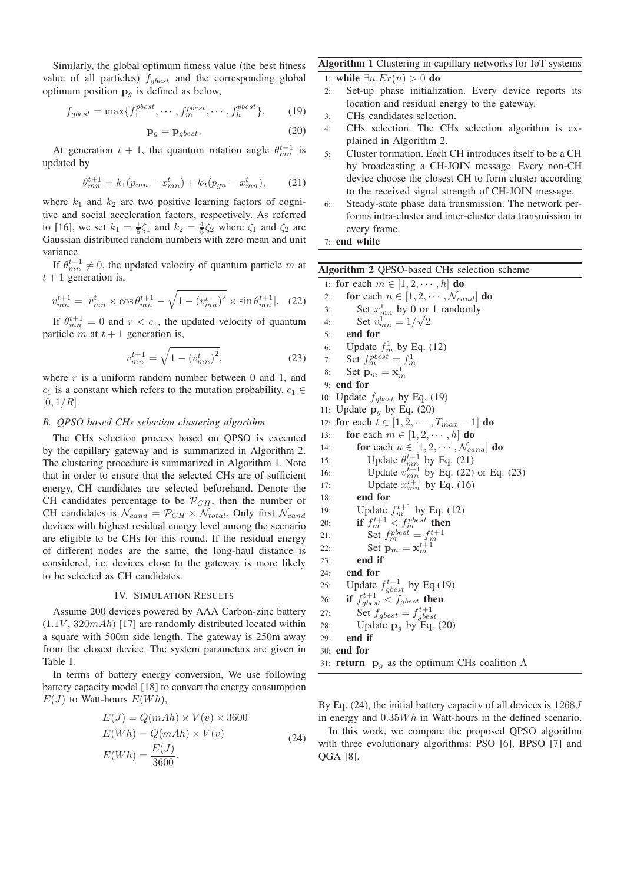Similarly, the global optimum fitness value (the best fitness value of all particles) $f_{gbest}$ and the corresponding global optimum position $\mathbf{p}_g$ is defined as below,

$$f_{gbest} = \max\{f_1^{pbest}, \cdots, f_m^{pbest}, \cdots, f_h^{pbest}\}, \tag{19}$$

$$\mathbf{p}_g = \mathbf{p}_{gbest}. \tag{20}$$

At generation $t+1$, the quantum rotation angle $\theta_{mn}^{t+1}$ is updated by

$$\theta_{mn}^{t+1} = k_1(p_{mn} - x_{mn}^t) + k_2(p_{gn} - x_{mn}^t), \tag{21}$$

where $k_1$ and $k_2$ are two positive learning factors of cognitive and social acceleration factors, respectively. As referred to [16], we set $k_1 = \frac{1}{5}\zeta_1$ and $k_2 = \frac{4}{5}\zeta_2$ where $\zeta_1$ and $\zeta_2$ are Gaussian distributed random numbers with zero mean and unit variance.

If $\theta_{mn}^{t+1} \neq 0$, the updated velocity of quantum particle $m$ at $t+1$ generation is,

$$v_{mn}^{t+1} = |v_{mn}^t \times \cos\theta_{mn}^{t+1} - \sqrt{1-(v_{mn}^t)^2} \times \sin\theta_{mn}^{t+1}|. \tag{22}$$

If $\theta_{mn}^{t+1} = 0$ and $r < c_1$, the updated velocity of quantum particle $m$ at $t+1$ generation is,

$$v_{mn}^{t+1} = \sqrt{1-(v_{mn}^t)^2}, \tag{23}$$

where $r$ is a uniform random number between 0 and 1, and $c_1$ is a constant which refers to the mutation probability, $c_1 \in [0, 1/R]$.

### *B. QPSO based CHs selection clustering algorithm*

The CHs selection process based on QPSO is executed by the capillary gateway and is summarized in Algorithm 2. The clustering procedure is summarized in Algorithm 1. Note that in order to ensure that the selected CHs are of sufficient energy, CH candidates are selected beforehand. Denote the CH candidates percentage to be $\mathcal{P}_{CH}$, then the number of CH candidates is $\mathcal{N}_{cand} = \mathcal{P}_{CH} \times \mathcal{N}_{total}$. Only first $\mathcal{N}_{cand}$ devices with highest residual energy level among the scenario are eligible to be CHs for this round. If the residual energy of different nodes are the same, the long-haul distance is considered, i.e. devices close to the gateway is more likely to be selected as CH candidates.

## IV. Simulation Results

Assume 200 devices powered by AAA Carbon-zinc battery ($1.1V$, $320mAh$) [17] are randomly distributed located within a square with 500m side length. The gateway is 250m away from the closest device. The system parameters are given in Table I.

In terms of battery energy conversion, We use following battery capacity model [18] to convert the energy consumption $E(J)$ to Watt-hours $E(Wh)$,

$$\begin{aligned} E(J) &= Q(mAh) \times V(v) \times 3600 \\ E(Wh) &= Q(mAh) \times V(v) \\ E(Wh) &= \frac{E(J)}{3600}. \end{aligned} \tag{24}$$

By Eq. (24), the initial battery capacity of all devices is $1268J$ in energy and $0.35Wh$ in Watt-hours in the defined scenario.

In this work, we compare the proposed QPSO algorithm with three evolutionary algorithms: PSO [6], BPSO [7] and QGA [8].

**Algorithm 1** Clustering in capillary networks for IoT systems

```
1: while ∃n.Er(n) > 0 do
2:   Set-up phase initialization. Every device reports its
     location and residual energy to the gateway.
3:   CHs candidates selection.
4:   CHs selection. The CHs selection algorithm is ex-
     plained in Algorithm 2.
5:   Cluster formation. Each CH introduces itself to be a CH
     by broadcasting a CH-JOIN message. Every non-CH
     device choose the closest CH to form cluster according
     to the received signal strength of CH-JOIN message.
6:   Steady-state phase data transmission. The network per-
     forms intra-cluster and inter-cluster data transmission in
     every frame.
7: end while
```

**Algorithm 2** QPSO-based CHs selection scheme

```
1: for each m ∈ [1, 2, ··· , h] do
2:   for each n ∈ [1, 2, ··· , N_cand] do
3:     Set x^1_mn by 0 or 1 randomly
4:     Set v^1_mn = 1/√2
5:   end for
6:   Update f^1_m by Eq. (12)
7:   Set f^pbest_m = f^1_m
8:   Set p_m = x^1_m
9: end for
10: Update f_gbest by Eq. (19)
11: Update p_g by Eq. (20)
12: for each t ∈ [1, 2, ··· , T_max − 1] do
13:   for each m ∈ [1, 2, ··· , h] do
14:     for each n ∈ [1, 2, ··· , N_cand] do
15:       Update θ^{t+1}_mn by Eq. (21)
16:       Update v^{t+1}_mn by Eq. (22) or Eq. (23)
17:       Update x^{t+1}_mn by Eq. (16)
18:     end for
19:     Update f^{t+1}_m by Eq. (12)
20:     if f^{t+1}_m < f^pbest_m then
21:       Set f^pbest_m = f^{t+1}_m
22:       Set p_m = x^{t+1}_m
23:     end if
24:   end for
25:   Update f^{t+1}_gbest by Eq.(19)
26:   if f^{t+1}_gbest < f_gbest then
27:     Set f_gbest = f^{t+1}_gbest
28:     Update p_g by Eq. (20)
29:   end if
30: end for
31: return p_g as the optimum CHs coalition Λ
```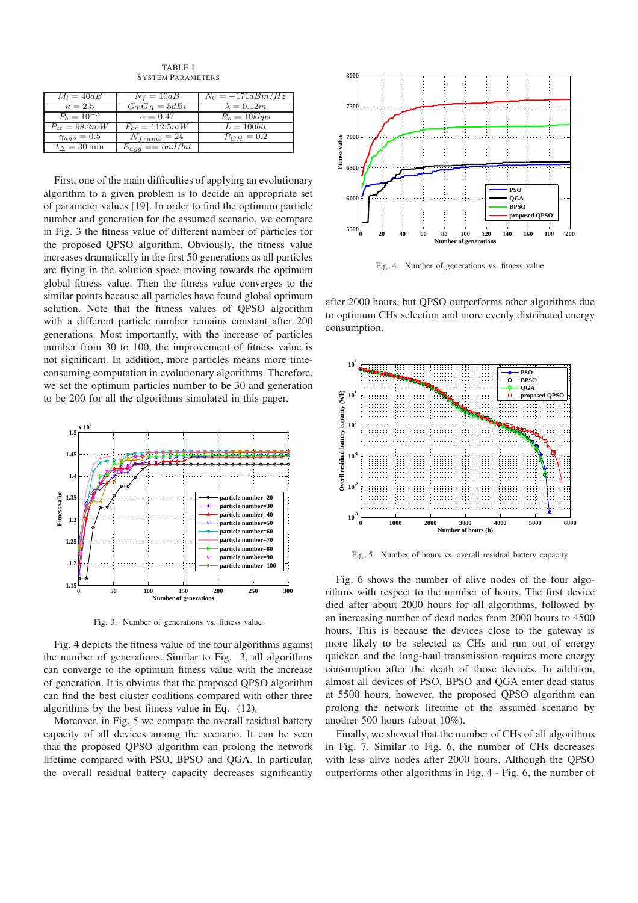TABLE I
SYSTEM PARAMETERS

| $M_l = 40dB$ | $N_f = 10dB$ | $N_0 = -171dBm/Hz$ |
|---|---|---|
| $\kappa = 2.5$ | $G_T G_R = 5dBi$ | $\lambda = 0.12m$ |
| $P_b = 10^{-3}$ | $\alpha = 0.47$ | $R_b = 10kbps$ |
| $P_{ct} = 98.2mW$ | $P_{cr} = 112.5mW$ | $L = 100bit$ |
| $\gamma_{agg} = 0.5$ | $N_{frame} = 24$ | $\mathcal{P}_{CH} = 0.2$ |
| $t_\Delta = 30\,\text{min}$ | $E_{agg} == 5nJ/bit$ | |

First, one of the main difficulties of applying an evolutionary algorithm to a given problem is to decide an appropriate set of parameter values [19]. In order to find the optimum particle number and generation for the assumed scenario, we compare in Fig. 3 the fitness value of different number of particles for the proposed QPSO algorithm. Obviously, the fitness value increases dramatically in the first 50 generations as all particles are flying in the solution space moving towards the optimum global fitness value. Then the fitness value converges to the similar points because all particles have found global optimum solution. Note that the fitness values of QPSO algorithm with a different particle number remains constant after 200 generations. Most importantly, with the increase of particles number from 30 to 100, the improvement of fitness value is not significant. In addition, more particles means more time-consuming computation in evolutionary algorithms. Therefore, we set the optimum particles number to be 30 and generation to be 200 for all the algorithms simulated in this paper.

Fig. 3. Number of generations vs. fitness value

Fig. 4 depicts the fitness value of the four algorithms against the number of generations. Similar to Fig. 3, all algorithms can converge to the optimum fitness value with the increase of generation. It is obvious that the proposed QPSO algorithm can find the best cluster coalitions compared with other three algorithms by the best fitness value in Eq. (12).

Moreover, in Fig. 5 we compare the overall residual battery capacity of all devices among the scenario. It can be seen that the proposed QPSO algorithm can prolong the network lifetime compared with PSO, BPSO and QGA. In particular, the overall residual battery capacity decreases significantly after 2000 hours, but QPSO outperforms other algorithms due to optimum CHs selection and more evenly distributed energy consumption.

Fig. 4. Number of generations vs. fitness value

Fig. 5. Number of hours vs. overall residual battery capacity

Fig. 6 shows the number of alive nodes of the four algorithms with respect to the number of hours. The first device died after about 2000 hours for all algorithms, followed by an increasing number of dead nodes from 2000 hours to 4500 hours. This is because the devices close to the gateway is more likely to be selected as CHs and run out of energy quicker, and the long-haul transmission requires more energy consumption after the death of those devices. In addition, almost all devices of PSO, BPSO and QGA enter dead status at 5500 hours, however, the proposed QPSO algorithm can prolong the network lifetime of the assumed scenario by another 500 hours (about 10%).

Finally, we showed that the number of CHs of all algorithms in Fig. 7. Similar to Fig. 6, the number of CHs decreases with less alive nodes after 2000 hours. Although the QPSO outperforms other algorithms in Fig. 4 - Fig. 6, the number of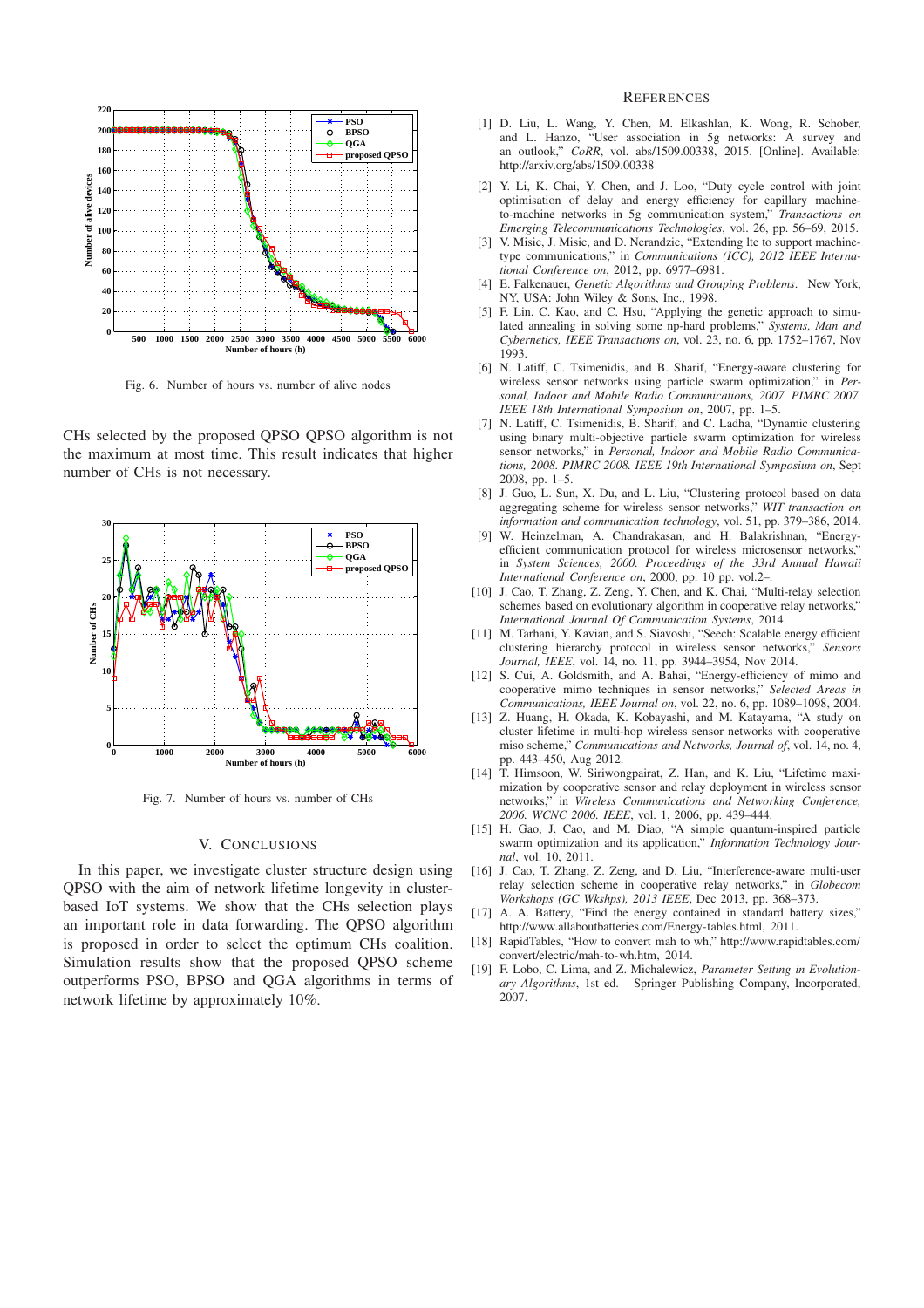220
200
180
160
140
120
100
80
60
40
20
0

500 1000 1500 2000 2500 3000 3500 4000 4500 5000 5500 6000

Number of alive devices

Number of hours (h)

PSO
BPSO
QGA
proposed QPSO

Fig. 6. Number of hours vs. number of alive nodes

CHs selected by the proposed QPSO QPSO algorithm is not the maximum at most time. This result indicates that higher number of CHs is not necessary.

30
25
20
15
10
5
0

0 1000 2000 3000 4000 5000 6000

Number of CHs

Number of hours (h)

PSO
BPSO
QGA
proposed QPSO

Fig. 7. Number of hours vs. number of CHs

## V. Conclusions

In this paper, we investigate cluster structure design using QPSO with the aim of network lifetime longevity in cluster-based IoT systems. We show that the CHs selection plays an important role in data forwarding. The QPSO algorithm is proposed in order to select the optimum CHs coalition. Simulation results show that the proposed QPSO scheme outperforms PSO, BPSO and QGA algorithms in terms of network lifetime by approximately 10%.

## References

[1] D. Liu, L. Wang, Y. Chen, M. Elkashlan, K. Wong, R. Schober, and L. Hanzo, "User association in 5g networks: A survey and an outlook," *CoRR*, vol. abs/1509.00338, 2015. [Online]. Available: http://arxiv.org/abs/1509.00338

[2] Y. Li, K. Chai, Y. Chen, and J. Loo, "Duty cycle control with joint optimisation of delay and energy efficiency for capillary machine-to-machine networks in 5g communication system," *Transactions on Emerging Telecommunications Technologies*, vol. 26, pp. 56–69, 2015.

[3] V. Misic, J. Misic, and D. Nerandzic, "Extending lte to support machine-type communications," in *Communications (ICC), 2012 IEEE International Conference on*, 2012, pp. 6977–6981.

[4] E. Falkenauer, *Genetic Algorithms and Grouping Problems*. New York, NY, USA: John Wiley & Sons, Inc., 1998.

[5] F. Lin, C. Kao, and C. Hsu, "Applying the genetic approach to simulated annealing in solving some np-hard problems," *Systems, Man and Cybernetics, IEEE Transactions on*, vol. 23, no. 6, pp. 1752–1767, Nov 1993.

[6] N. Latiff, C. Tsimenidis, and B. Sharif, "Energy-aware clustering for wireless sensor networks using particle swarm optimization," in *Personal, Indoor and Mobile Radio Communications, 2007. PIMRC 2007. IEEE 18th International Symposium on*, 2007, pp. 1–5.

[7] N. Latiff, C. Tsimenidis, B. Sharif, and C. Ladha, "Dynamic clustering using binary multi-objective particle swarm optimization for wireless sensor networks," in *Personal, Indoor and Mobile Radio Communications, 2008. PIMRC 2008. IEEE 19th International Symposium on*, Sept 2008, pp. 1–5.

[8] J. Guo, L. Sun, X. Du, and L. Liu, "Clustering protocol based on data aggregating scheme for wireless sensor networks," *WIT transaction on information and communication technology*, vol. 51, pp. 379–386, 2014.

[9] W. Heinzelman, A. Chandrakasan, and H. Balakrishnan, "Energy-efficient communication protocol for wireless microsensor networks," in *System Sciences, 2000. Proceedings of the 33rd Annual Hawaii International Conference on*, 2000, pp. 10 pp. vol.2–.

[10] J. Cao, T. Zhang, Z. Zeng, Y. Chen, and K. Chai, "Multi-relay selection schemes based on evolutionary algorithm in cooperative relay networks," *International Journal Of Communication Systems*, 2014.

[11] M. Tarhani, Y. Kavian, and S. Siavoshi, "Seech: Scalable energy efficient clustering hierarchy protocol in wireless sensor networks," *Sensors Journal, IEEE*, vol. 14, no. 11, pp. 3944–3954, Nov 2014.

[12] S. Cui, A. Goldsmith, and A. Bahai, "Energy-efficiency of mimo and cooperative mimo techniques in sensor networks," *Selected Areas in Communications, IEEE Journal on*, vol. 22, no. 6, pp. 1089–1098, 2004.

[13] Z. Huang, H. Okada, K. Kobayashi, and M. Katayama, "A study on cluster lifetime in multi-hop wireless sensor networks with cooperative miso scheme," *Communications and Networks, Journal of*, vol. 14, no. 4, pp. 443–450, Aug 2012.

[14] T. Himsoon, W. Siriwongpairat, Z. Han, and K. Liu, "Lifetime maximization by cooperative sensor and relay deployment in wireless sensor networks," in *Wireless Communications and Networking Conference, 2006. WCNC 2006. IEEE*, vol. 1, 2006, pp. 439–444.

[15] H. Gao, J. Cao, and M. Diao, "A simple quantum-inspired particle swarm optimization and its application," *Information Technology Journal*, vol. 10, 2011.

[16] J. Cao, T. Zhang, Z. Zeng, and D. Liu, "Interference-aware multi-user relay selection scheme in cooperative relay networks," in *Globecom Workshops (GC Wkshps), 2013 IEEE*, Dec 2013, pp. 368–373.

[17] A. A. Battery, "Find the energy contained in standard battery sizes," http://www.allaboutbatteries.com/Energy-tables.html, 2011.

[18] RapidTables, "How to convert mah to wh," http://www.rapidtables.com/convert/electric/mah-to-wh.htm, 2014.

[19] F. Lobo, C. Lima, and Z. Michalewicz, *Parameter Setting in Evolutionary Algorithms*, 1st ed. Springer Publishing Company, Incorporated, 2007.